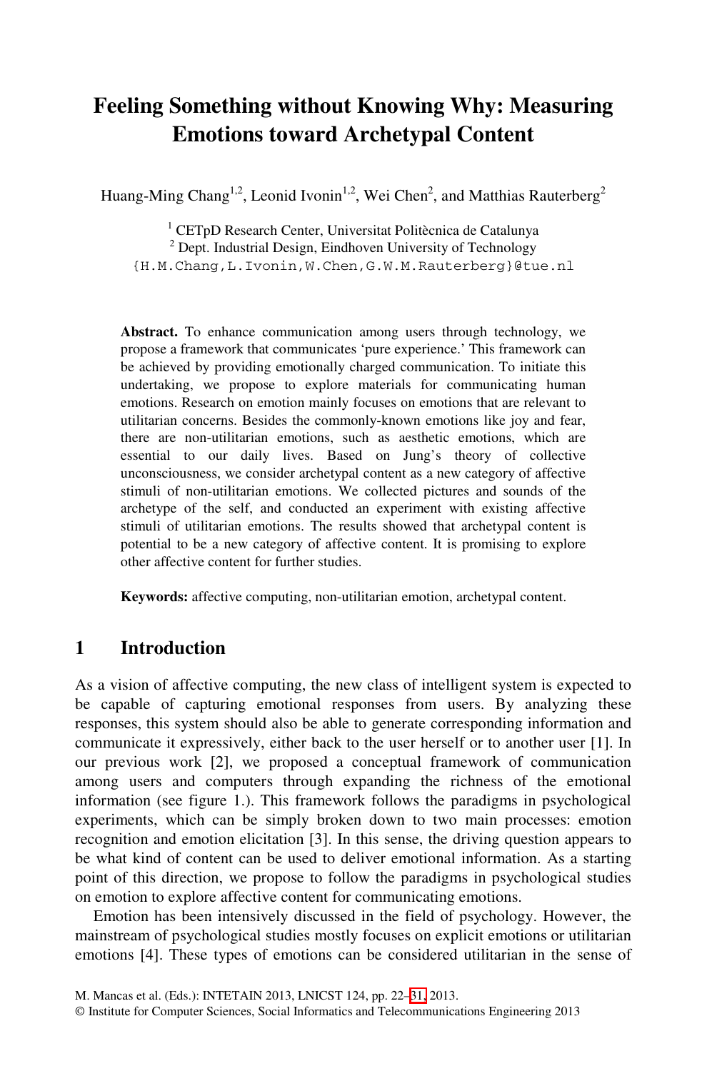# Feeling Something without Knowing Why: Measuring Emotions toward Archetypal Content

Huang-Ming Chang[1,2], Leonid Ivonin[1,2], Wei Chen[2], and Matthias Rauterberg[2]

[1] CETpD Research Center, Universitat Politècnica de Catalunya
[2] Dept. Industrial Design, Eindhoven University of Technology
{H.M.Chang,L.Ivonin,W.Chen,G.W.M.Rauterberg}@tue.nl

**Abstract.** To enhance communication among users through technology, we propose a framework that communicates 'pure experience.' This framework can be achieved by providing emotionally charged communication. To initiate this undertaking, we propose to explore materials for communicating human emotions. Research on emotion mainly focuses on emotions that are relevant to utilitarian concerns. Besides the commonly-known emotions like joy and fear, there are non-utilitarian emotions, such as aesthetic emotions, which are essential to our daily lives. Based on Jung's theory of collective unconsciousness, we consider archetypal content as a new category of affective stimuli of non-utilitarian emotions. We collected pictures and sounds of the archetype of the self, and conducted an experiment with existing affective stimuli of utilitarian emotions. The results showed that archetypal content is potential to be a new category of affective content. It is promising to explore other affective content for further studies.

**Keywords:** affective computing, non-utilitarian emotion, archetypal content.

## 1 Introduction

As a vision of affective computing, the new class of intelligent system is expected to be capable of capturing emotional responses from users. By analyzing these responses, this system should also be able to generate corresponding information and communicate it expressively, either back to the user herself or to another user [1]. In our previous work [2], we proposed a conceptual framework of communication among users and computers through expanding the richness of the emotional information (see figure 1.). This framework follows the paradigms in psychological experiments, which can be simply broken down to two main processes: emotion recognition and emotion elicitation [3]. In this sense, the driving question appears to be what kind of content can be used to deliver emotional information. As a starting point of this direction, we propose to follow the paradigms in psychological studies on emotion to explore affective content for communicating emotions.

Emotion has been intensively discussed in the field of psychology. However, the mainstream of psychological studies mostly focuses on explicit emotions or utilitarian emotions [4]. These types of emotions can be considered utilitarian in the sense of

M. Mancas et al. (Eds.): INTETAIN 2013, LNICST 124, pp. 22–31, 2013.
© Institute for Computer Sciences, Social Informatics and Telecommunications Engineering 2013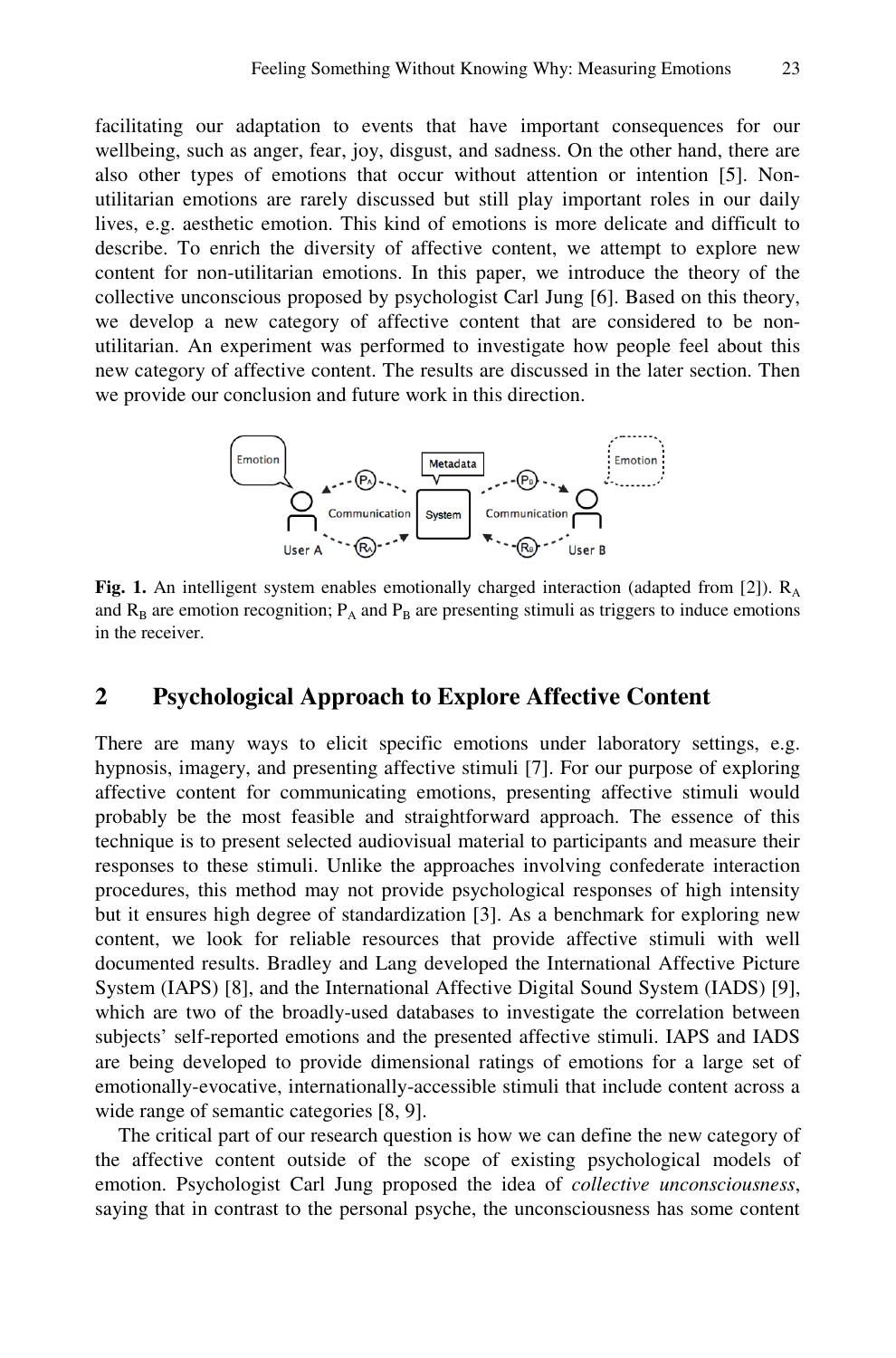facilitating our adaptation to events that have important consequences for our wellbeing, such as anger, fear, joy, disgust, and sadness. On the other hand, there are also other types of emotions that occur without attention or intention [5]. Non-utilitarian emotions are rarely discussed but still play important roles in our daily lives, e.g. aesthetic emotion. This kind of emotions is more delicate and difficult to describe. To enrich the diversity of affective content, we attempt to explore new content for non-utilitarian emotions. In this paper, we introduce the theory of the collective unconscious proposed by psychologist Carl Jung [6]. Based on this theory, we develop a new category of affective content that are considered to be non-utilitarian. An experiment was performed to investigate how people feel about this new category of affective content. The results are discussed in the later section. Then we provide our conclusion and future work in this direction.

**Fig. 1.** An intelligent system enables emotionally charged interaction (adapted from [2]). $R_A$ and $R_B$ are emotion recognition; $P_A$ and $P_B$ are presenting stimuli as triggers to induce emotions in the receiver.

## 2 Psychological Approach to Explore Affective Content

There are many ways to elicit specific emotions under laboratory settings, e.g. hypnosis, imagery, and presenting affective stimuli [7]. For our purpose of exploring affective content for communicating emotions, presenting affective stimuli would probably be the most feasible and straightforward approach. The essence of this technique is to present selected audiovisual material to participants and measure their responses to these stimuli. Unlike the approaches involving confederate interaction procedures, this method may not provide psychological responses of high intensity but it ensures high degree of standardization [3]. As a benchmark for exploring new content, we look for reliable resources that provide affective stimuli with well documented results. Bradley and Lang developed the International Affective Picture System (IAPS) [8], and the International Affective Digital Sound System (IADS) [9], which are two of the broadly-used databases to investigate the correlation between subjects' self-reported emotions and the presented affective stimuli. IAPS and IADS are being developed to provide dimensional ratings of emotions for a large set of emotionally-evocative, internationally-accessible stimuli that include content across a wide range of semantic categories [8, 9].

The critical part of our research question is how we can define the new category of the affective content outside of the scope of existing psychological models of emotion. Psychologist Carl Jung proposed the idea of *collective unconsciousness*, saying that in contrast to the personal psyche, the unconsciousness has some content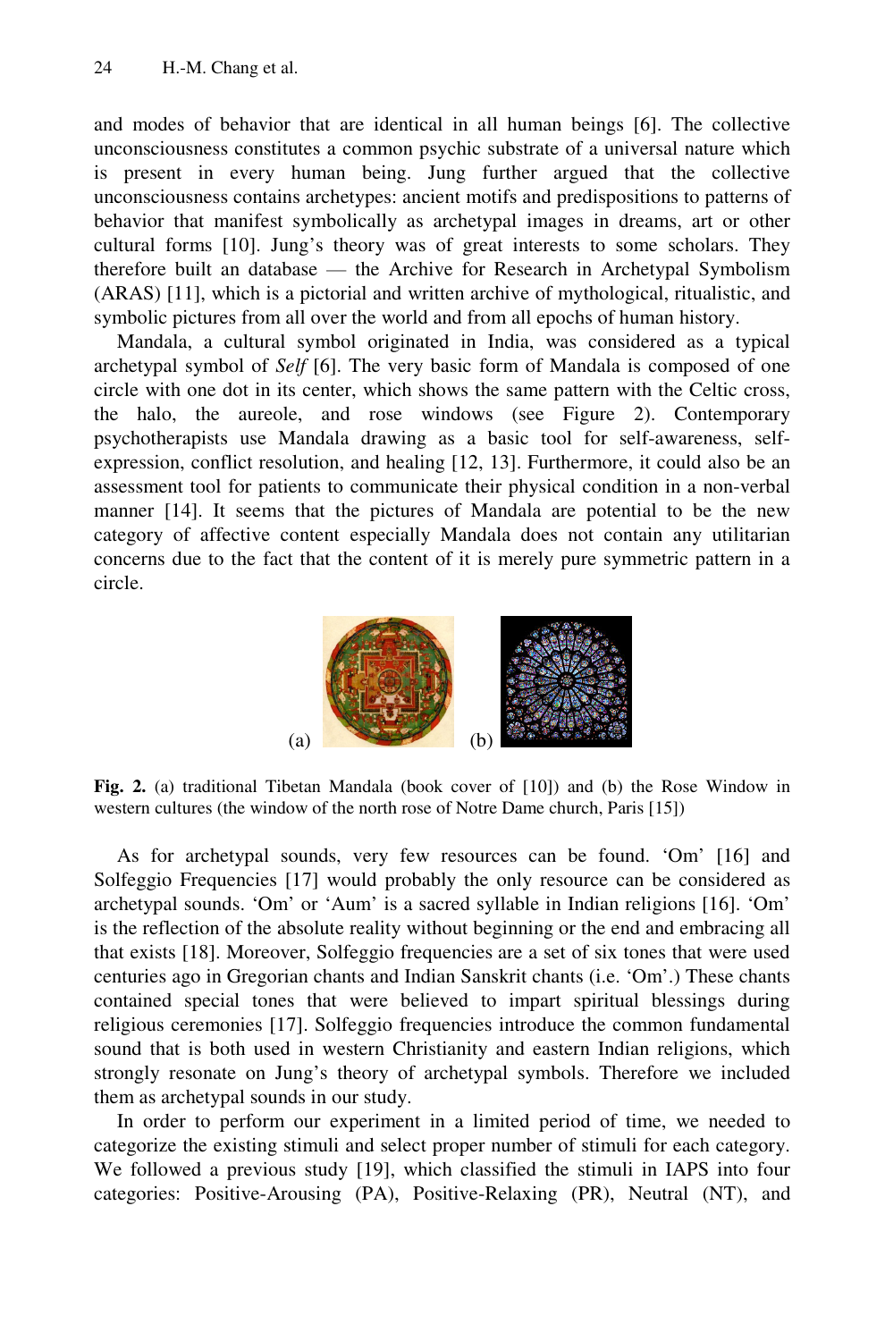and modes of behavior that are identical in all human beings [6]. The collective unconsciousness constitutes a common psychic substrate of a universal nature which is present in every human being. Jung further argued that the collective unconsciousness contains archetypes: ancient motifs and predispositions to patterns of behavior that manifest symbolically as archetypal images in dreams, art or other cultural forms [10]. Jung's theory was of great interests to some scholars. They therefore built an database — the Archive for Research in Archetypal Symbolism (ARAS) [11], which is a pictorial and written archive of mythological, ritualistic, and symbolic pictures from all over the world and from all epochs of human history.

Mandala, a cultural symbol originated in India, was considered as a typical archetypal symbol of *Self* [6]. The very basic form of Mandala is composed of one circle with one dot in its center, which shows the same pattern with the Celtic cross, the halo, the aureole, and rose windows (see Figure 2). Contemporary psychotherapists use Mandala drawing as a basic tool for self-awareness, self-expression, conflict resolution, and healing [12, 13]. Furthermore, it could also be an assessment tool for patients to communicate their physical condition in a non-verbal manner [14]. It seems that the pictures of Mandala are potential to be the new category of affective content especially Mandala does not contain any utilitarian concerns due to the fact that the content of it is merely pure symmetric pattern in a circle.

(a) (b)

**Fig. 2.** (a) traditional Tibetan Mandala (book cover of [10]) and (b) the Rose Window in western cultures (the window of the north rose of Notre Dame church, Paris [15])

As for archetypal sounds, very few resources can be found. 'Om' [16] and Solfeggio Frequencies [17] would probably the only resource can be considered as archetypal sounds. 'Om' or 'Aum' is a sacred syllable in Indian religions [16]. 'Om' is the reflection of the absolute reality without beginning or the end and embracing all that exists [18]. Moreover, Solfeggio frequencies are a set of six tones that were used centuries ago in Gregorian chants and Indian Sanskrit chants (i.e. 'Om'.) These chants contained special tones that were believed to impart spiritual blessings during religious ceremonies [17]. Solfeggio frequencies introduce the common fundamental sound that is both used in western Christianity and eastern Indian religions, which strongly resonate on Jung's theory of archetypal symbols. Therefore we included them as archetypal sounds in our study.

In order to perform our experiment in a limited period of time, we needed to categorize the existing stimuli and select proper number of stimuli for each category. We followed a previous study [19], which classified the stimuli in IAPS into four categories: Positive-Arousing (PA), Positive-Relaxing (PR), Neutral (NT), and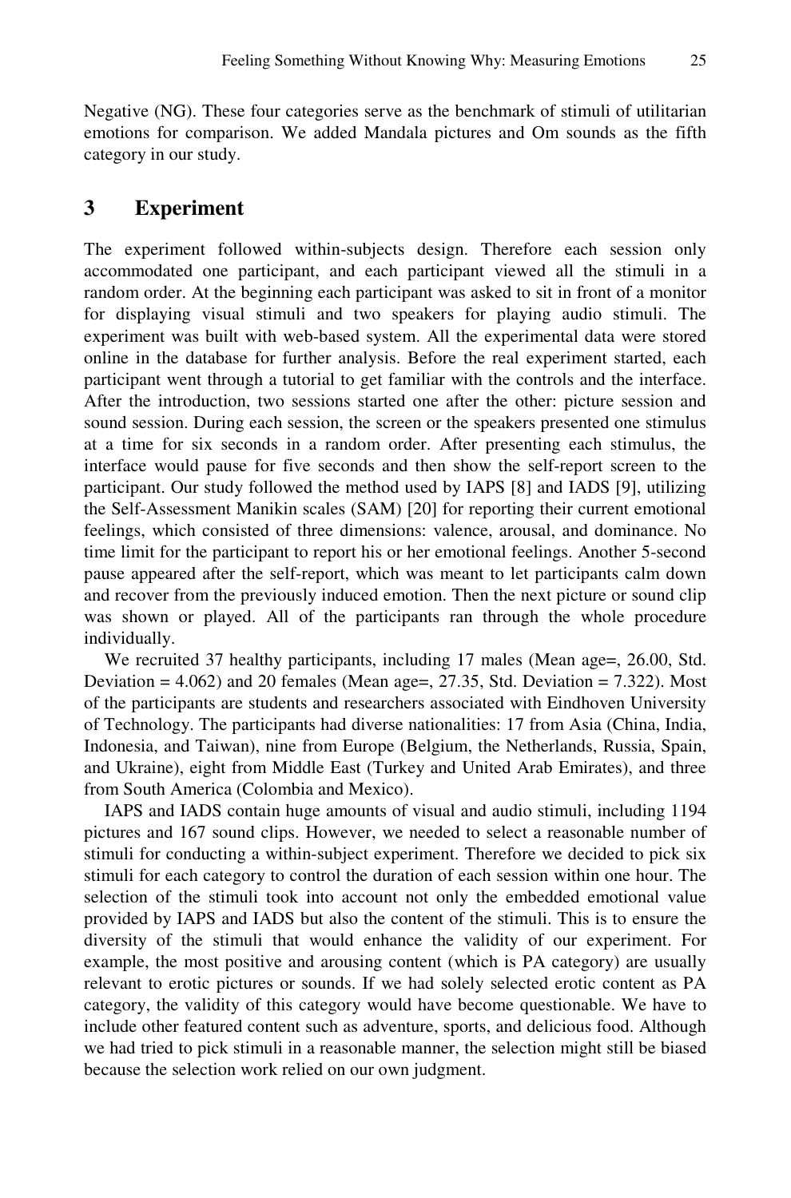Negative (NG). These four categories serve as the benchmark of stimuli of utilitarian emotions for comparison. We added Mandala pictures and Om sounds as the fifth category in our study.

## 3 Experiment

The experiment followed within-subjects design. Therefore each session only accommodated one participant, and each participant viewed all the stimuli in a random order. At the beginning each participant was asked to sit in front of a monitor for displaying visual stimuli and two speakers for playing audio stimuli. The experiment was built with web-based system. All the experimental data were stored online in the database for further analysis. Before the real experiment started, each participant went through a tutorial to get familiar with the controls and the interface. After the introduction, two sessions started one after the other: picture session and sound session. During each session, the screen or the speakers presented one stimulus at a time for six seconds in a random order. After presenting each stimulus, the interface would pause for five seconds and then show the self-report screen to the participant. Our study followed the method used by IAPS [8] and IADS [9], utilizing the Self-Assessment Manikin scales (SAM) [20] for reporting their current emotional feelings, which consisted of three dimensions: valence, arousal, and dominance. No time limit for the participant to report his or her emotional feelings. Another 5-second pause appeared after the self-report, which was meant to let participants calm down and recover from the previously induced emotion. Then the next picture or sound clip was shown or played. All of the participants ran through the whole procedure individually.

We recruited 37 healthy participants, including 17 males (Mean age=, 26.00, Std. Deviation = 4.062) and 20 females (Mean age=, 27.35, Std. Deviation = 7.322). Most of the participants are students and researchers associated with Eindhoven University of Technology. The participants had diverse nationalities: 17 from Asia (China, India, Indonesia, and Taiwan), nine from Europe (Belgium, the Netherlands, Russia, Spain, and Ukraine), eight from Middle East (Turkey and United Arab Emirates), and three from South America (Colombia and Mexico).

IAPS and IADS contain huge amounts of visual and audio stimuli, including 1194 pictures and 167 sound clips. However, we needed to select a reasonable number of stimuli for conducting a within-subject experiment. Therefore we decided to pick six stimuli for each category to control the duration of each session within one hour. The selection of the stimuli took into account not only the embedded emotional value provided by IAPS and IADS but also the content of the stimuli. This is to ensure the diversity of the stimuli that would enhance the validity of our experiment. For example, the most positive and arousing content (which is PA category) are usually relevant to erotic pictures or sounds. If we had solely selected erotic content as PA category, the validity of this category would have become questionable. We have to include other featured content such as adventure, sports, and delicious food. Although we had tried to pick stimuli in a reasonable manner, the selection might still be biased because the selection work relied on our own judgment.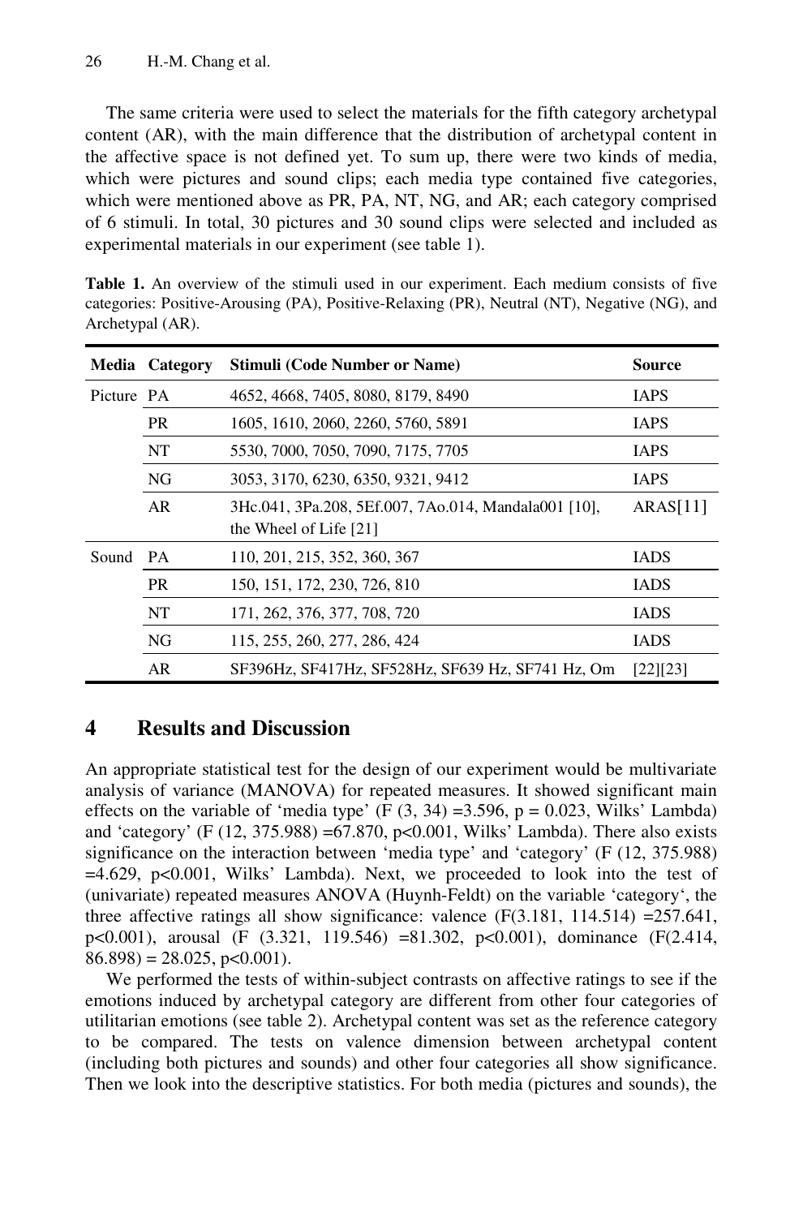The same criteria were used to select the materials for the fifth category archetypal content (AR), with the main difference that the distribution of archetypal content in the affective space is not defined yet. To sum up, there were two kinds of media, which were pictures and sound clips; each media type contained five categories, which were mentioned above as PR, PA, NT, NG, and AR; each category comprised of 6 stimuli. In total, 30 pictures and 30 sound clips were selected and included as experimental materials in our experiment (see table 1).

**Table 1.** An overview of the stimuli used in our experiment. Each medium consists of five categories: Positive-Arousing (PA), Positive-Relaxing (PR), Neutral (NT), Negative (NG), and Archetypal (AR).

| Media | Category | Stimuli (Code Number or Name) | Source |
|---|---|---|---|
| Picture | PA | 4652, 4668, 7405, 8080, 8179, 8490 | IAPS |
| | PR | 1605, 1610, 2060, 2260, 5760, 5891 | IAPS |
| | NT | 5530, 7000, 7050, 7090, 7175, 7705 | IAPS |
| | NG | 3053, 3170, 6230, 6350, 9321, 9412 | IAPS |
| | AR | 3Hc.041, 3Pa.208, 5Ef.007, 7Ao.014, Mandala001 [10], the Wheel of Life [21] | ARAS[11] |
| Sound | PA | 110, 201, 215, 352, 360, 367 | IADS |
| | PR | 150, 151, 172, 230, 726, 810 | IADS |
| | NT | 171, 262, 376, 377, 708, 720 | IADS |
| | NG | 115, 255, 260, 277, 286, 424 | IADS |
| | AR | SF396Hz, SF417Hz, SF528Hz, SF639 Hz, SF741 Hz, Om | [22][23] |

## 4 Results and Discussion

An appropriate statistical test for the design of our experiment would be multivariate analysis of variance (MANOVA) for repeated measures. It showed significant main effects on the variable of 'media type' ($F(3, 34) = 3.596$, $p = 0.023$, Wilks' Lambda) and 'category' ($F(12, 375.988) = 67.870$, $p<0.001$, Wilks' Lambda). There also exists significance on the interaction between 'media type' and 'category' ($F(12, 375.988) = 4.629$, $p<0.001$, Wilks' Lambda). Next, we proceeded to look into the test of (univariate) repeated measures ANOVA (Huynh-Feldt) on the variable 'category', the three affective ratings all show significance: valence ($F(3.181, 114.514) = 257.641$, $p<0.001$), arousal ($F(3.321, 119.546) = 81.302$, $p<0.001$), dominance ($F(2.414, 86.898) = 28.025$, $p<0.001$).

We performed the tests of within-subject contrasts on affective ratings to see if the emotions induced by archetypal category are different from other four categories of utilitarian emotions (see table 2). Archetypal content was set as the reference category to be compared. The tests on valence dimension between archetypal content (including both pictures and sounds) and other four categories all show significance. Then we look into the descriptive statistics. For both media (pictures and sounds), the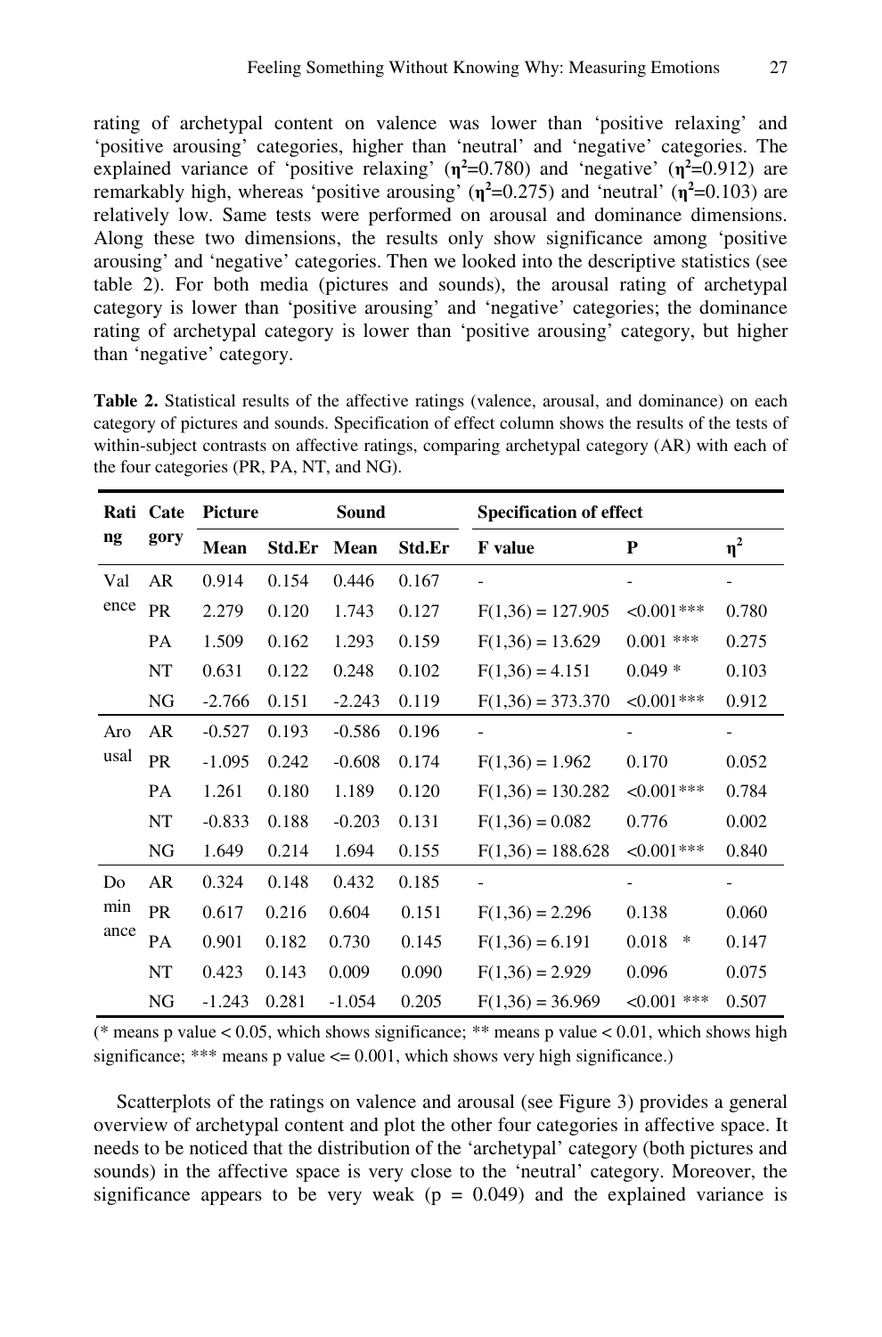rating of archetypal content on valence was lower than 'positive relaxing' and 'positive arousing' categories, higher than 'neutral' and 'negative' categories. The explained variance of 'positive relaxing' (**$\eta^2$**=0.780) and 'negative' (**$\eta^2$**=0.912) are remarkably high, whereas 'positive arousing' (**$\eta^2$**=0.275) and 'neutral' (**$\eta^2$**=0.103) are relatively low. Same tests were performed on arousal and dominance dimensions. Along these two dimensions, the results only show significance among 'positive arousing' and 'negative' categories. Then we looked into the descriptive statistics (see table 2). For both media (pictures and sounds), the arousal rating of archetypal category is lower than 'positive arousing' and 'negative' categories; the dominance rating of archetypal category is lower than 'positive arousing' category, but higher than 'negative' category.

**Table 2.** Statistical results of the affective ratings (valence, arousal, and dominance) on each category of pictures and sounds. Specification of effect column shows the results of the tests of within-subject contrasts on affective ratings, comparing archetypal category (AR) with each of the four categories (PR, PA, NT, and NG).

| Rating | Category | Picture | | Sound | | Specification of effect | | |
|---|---|---|---|---|---|---|---|---|
| | | **Mean** | **Std.Er** | **Mean** | **Std.Er** | **F value** | **P** | **$\eta^2$** |
| Valence | AR | 0.914 | 0.154 | 0.446 | 0.167 | - | - | - |
| | PR | 2.279 | 0.120 | 1.743 | 0.127 | $F(1,36) = 127.905$ | <0.001*** | 0.780 |
| | PA | 1.509 | 0.162 | 1.293 | 0.159 | $F(1,36) = 13.629$ | 0.001 *** | 0.275 |
| | NT | 0.631 | 0.122 | 0.248 | 0.102 | $F(1,36) = 4.151$ | 0.049 * | 0.103 |
| | NG | -2.766 | 0.151 | -2.243 | 0.119 | $F(1,36) = 373.370$ | <0.001*** | 0.912 |
| Arousal | AR | -0.527 | 0.193 | -0.586 | 0.196 | - | - | - |
| | PR | -1.095 | 0.242 | -0.608 | 0.174 | $F(1,36) = 1.962$ | 0.170 | 0.052 |
| | PA | 1.261 | 0.180 | 1.189 | 0.120 | $F(1,36) = 130.282$ | <0.001*** | 0.784 |
| | NT | -0.833 | 0.188 | -0.203 | 0.131 | $F(1,36) = 0.082$ | 0.776 | 0.002 |
| | NG | 1.649 | 0.214 | 1.694 | 0.155 | $F(1,36) = 188.628$ | <0.001*** | 0.840 |
| Dominance | AR | 0.324 | 0.148 | 0.432 | 0.185 | - | - | - |
| | PR | 0.617 | 0.216 | 0.604 | 0.151 | $F(1,36) = 2.296$ | 0.138 | 0.060 |
| | PA | 0.901 | 0.182 | 0.730 | 0.145 | $F(1,36) = 6.191$ | 0.018 * | 0.147 |
| | NT | 0.423 | 0.143 | 0.009 | 0.090 | $F(1,36) = 2.929$ | 0.096 | 0.075 |
| | NG | -1.243 | 0.281 | -1.054 | 0.205 | $F(1,36) = 36.969$ | <0.001 *** | 0.507 |

(* means p value < 0.05, which shows significance; ** means p value < 0.01, which shows high significance; *** means p value <= 0.001, which shows very high significance.)

Scatterplots of the ratings on valence and arousal (see Figure 3) provides a general overview of archetypal content and plot the other four categories in affective space. It needs to be noticed that the distribution of the 'archetypal' category (both pictures and sounds) in the affective space is very close to the 'neutral' category. Moreover, the significance appears to be very weak ($p = 0.049$) and the explained variance is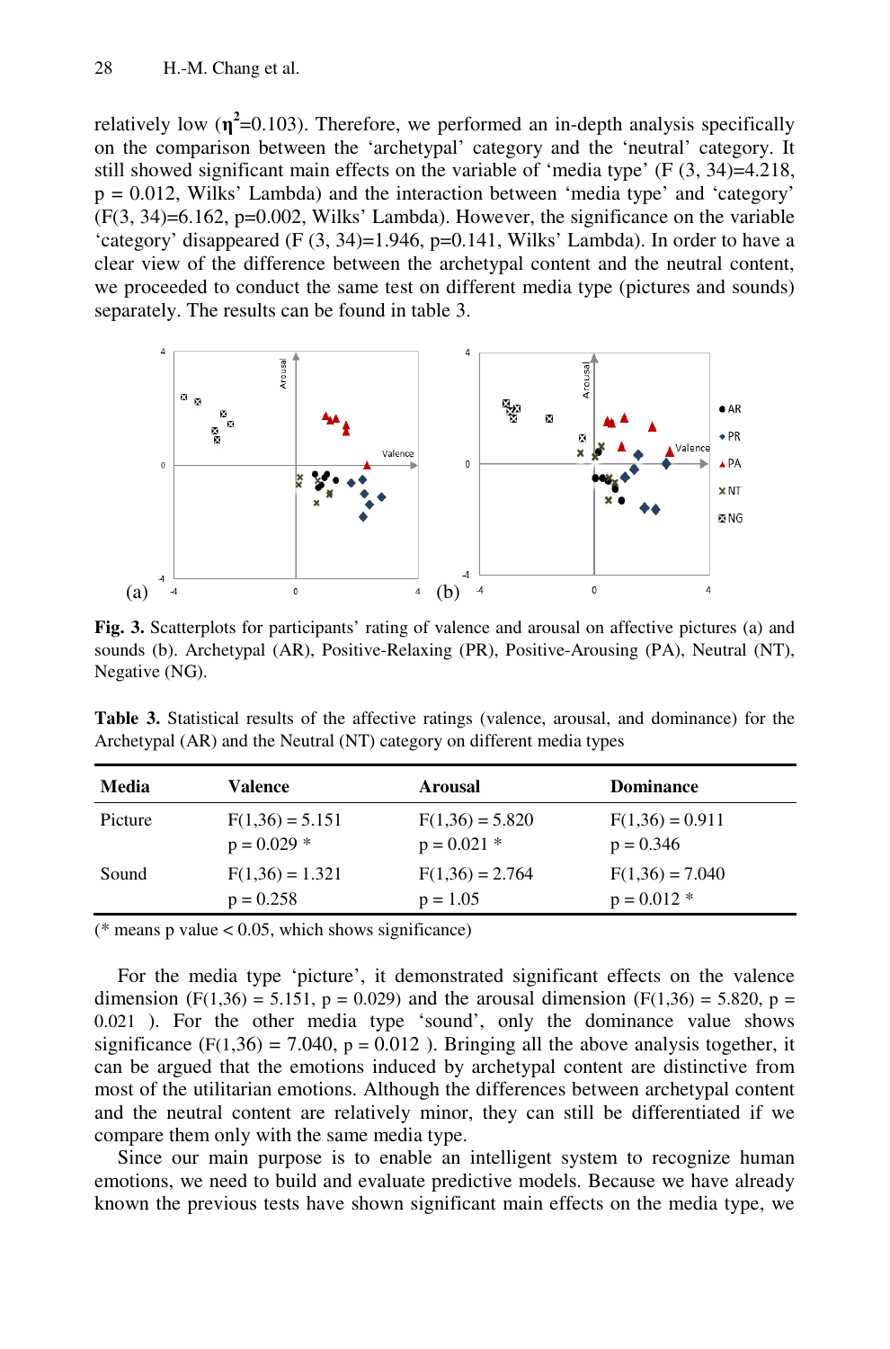relatively low ($\eta^2$=0.103). Therefore, we performed an in-depth analysis specifically on the comparison between the 'archetypal' category and the 'neutral' category. It still showed significant main effects on the variable of 'media type' ($F(3, 34)$=4.218, $p$ = 0.012, Wilks' Lambda) and the interaction between 'media type' and 'category' ($F(3, 34)$=6.162, $p$=0.002, Wilks' Lambda). However, the significance on the variable 'category' disappeared ($F(3, 34)$=1.946, $p$=0.141, Wilks' Lambda). In order to have a clear view of the difference between the archetypal content and the neutral content, we proceeded to conduct the same test on different media type (pictures and sounds) separately. The results can be found in table 3.

**Fig. 3.** Scatterplots for participants' rating of valence and arousal on affective pictures (a) and sounds (b). Archetypal (AR), Positive-Relaxing (PR), Positive-Arousing (PA), Neutral (NT), Negative (NG).

**Table 3.** Statistical results of the affective ratings (valence, arousal, and dominance) for the Archetypal (AR) and the Neutral (NT) category on different media types

| Media | Valence | Arousal | Dominance |
|---|---|---|---|
| Picture | $F(1,36)$ = 5.151<br>$p$ = 0.029 * | $F(1,36)$ = 5.820<br>$p$ = 0.021 * | $F(1,36)$ = 0.911<br>$p$ = 0.346 |
| Sound | $F(1,36)$ = 1.321<br>$p$ = 0.258 | $F(1,36)$ = 2.764<br>$p$ = 1.05 | $F(1,36)$ = 7.040<br>$p$ = 0.012 * |

(* means p value < 0.05, which shows significance)

For the media type 'picture', it demonstrated significant effects on the valence dimension ($F(1,36)$ = 5.151, $p$ = 0.029) and the arousal dimension ($F(1,36)$ = 5.820, $p$ = 0.021 ). For the other media type 'sound', only the dominance value shows significance ($F(1,36)$ = 7.040, $p$ = 0.012 ). Bringing all the above analysis together, it can be argued that the emotions induced by archetypal content are distinctive from most of the utilitarian emotions. Although the differences between archetypal content and the neutral content are relatively minor, they can still be differentiated if we compare them only with the same media type.

Since our main purpose is to enable an intelligent system to recognize human emotions, we need to build and evaluate predictive models. Because we have already known the previous tests have shown significant main effects on the media type, we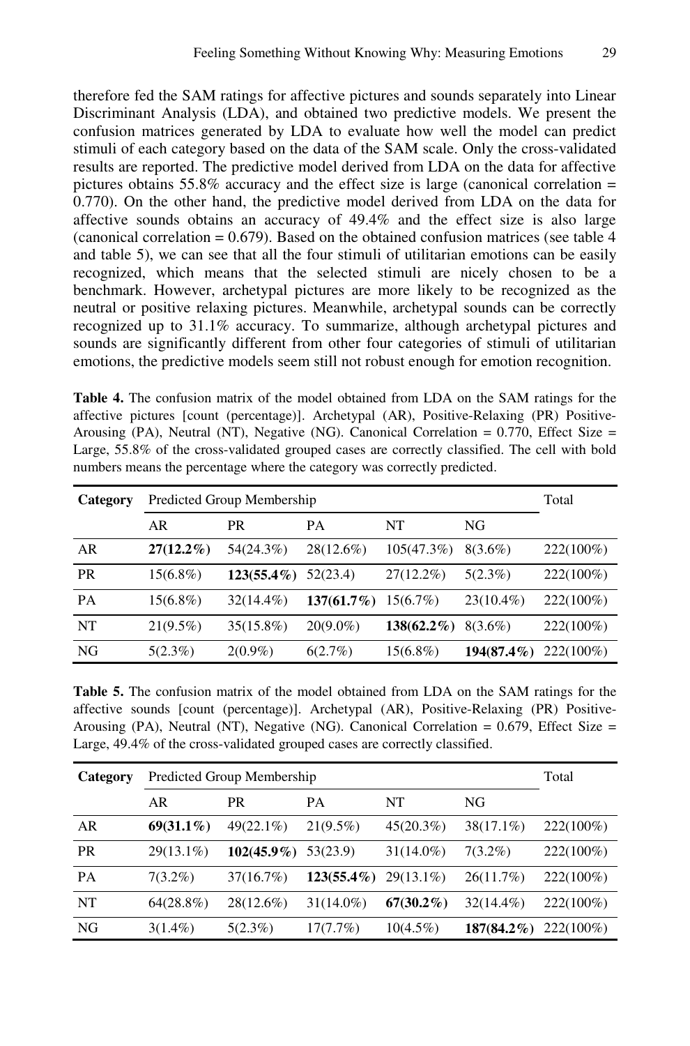therefore fed the SAM ratings for affective pictures and sounds separately into Linear Discriminant Analysis (LDA), and obtained two predictive models. We present the confusion matrices generated by LDA to evaluate how well the model can predict stimuli of each category based on the data of the SAM scale. Only the cross-validated results are reported. The predictive model derived from LDA on the data for affective pictures obtains 55.8% accuracy and the effect size is large (canonical correlation = 0.770). On the other hand, the predictive model derived from LDA on the data for affective sounds obtains an accuracy of 49.4% and the effect size is also large (canonical correlation = 0.679). Based on the obtained confusion matrices (see table 4 and table 5), we can see that all the four stimuli of utilitarian emotions can be easily recognized, which means that the selected stimuli are nicely chosen to be a benchmark. However, archetypal pictures are more likely to be recognized as the neutral or positive relaxing pictures. Meanwhile, archetypal sounds can be correctly recognized up to 31.1% accuracy. To summarize, although archetypal pictures and sounds are significantly different from other four categories of stimuli of utilitarian emotions, the predictive models seem still not robust enough for emotion recognition.

**Table 4.** The confusion matrix of the model obtained from LDA on the SAM ratings for the affective pictures [count (percentage)]. Archetypal (AR), Positive-Relaxing (PR) Positive-Arousing (PA), Neutral (NT), Negative (NG). Canonical Correlation = 0.770, Effect Size = Large, 55.8% of the cross-validated grouped cases are correctly classified. The cell with bold numbers means the percentage where the category was correctly predicted.

| Category | Predicted Group Membership | | | | | Total |
|---|---|---|---|---|---|---|
| | AR | PR | PA | NT | NG | |
| AR | **27(12.2%)** | 54(24.3%) | 28(12.6%) | 105(47.3%) | 8(3.6%) | 222(100%) |
| PR | 15(6.8%) | **123(55.4%)** | 52(23.4) | 27(12.2%) | 5(2.3%) | 222(100%) |
| PA | 15(6.8%) | 32(14.4%) | **137(61.7%)** | 15(6.7%) | 23(10.4%) | 222(100%) |
| NT | 21(9.5%) | 35(15.8%) | 20(9.0%) | **138(62.2%)** | 8(3.6%) | 222(100%) |
| NG | 5(2.3%) | 2(0.9%) | 6(2.7%) | 15(6.8%) | **194(87.4%)** | 222(100%) |

**Table 5.** The confusion matrix of the model obtained from LDA on the SAM ratings for the affective sounds [count (percentage)]. Archetypal (AR), Positive-Relaxing (PR) Positive-Arousing (PA), Neutral (NT), Negative (NG). Canonical Correlation = 0.679, Effect Size = Large, 49.4% of the cross-validated grouped cases are correctly classified.

| Category | Predicted Group Membership | | | | | Total |
|---|---|---|---|---|---|---|
| | AR | PR | PA | NT | NG | |
| AR | **69(31.1%)** | 49(22.1%) | 21(9.5%) | 45(20.3%) | 38(17.1%) | 222(100%) |
| PR | 29(13.1%) | **102(45.9%)** | 53(23.9) | 31(14.0%) | 7(3.2%) | 222(100%) |
| PA | 7(3.2%) | 37(16.7%) | **123(55.4%)** | 29(13.1%) | 26(11.7%) | 222(100%) |
| NT | 64(28.8%) | 28(12.6%) | 31(14.0%) | **67(30.2%)** | 32(14.4%) | 222(100%) |
| NG | 3(1.4%) | 5(2.3%) | 17(7.7%) | 10(4.5%) | **187(84.2%)** | 222(100%) |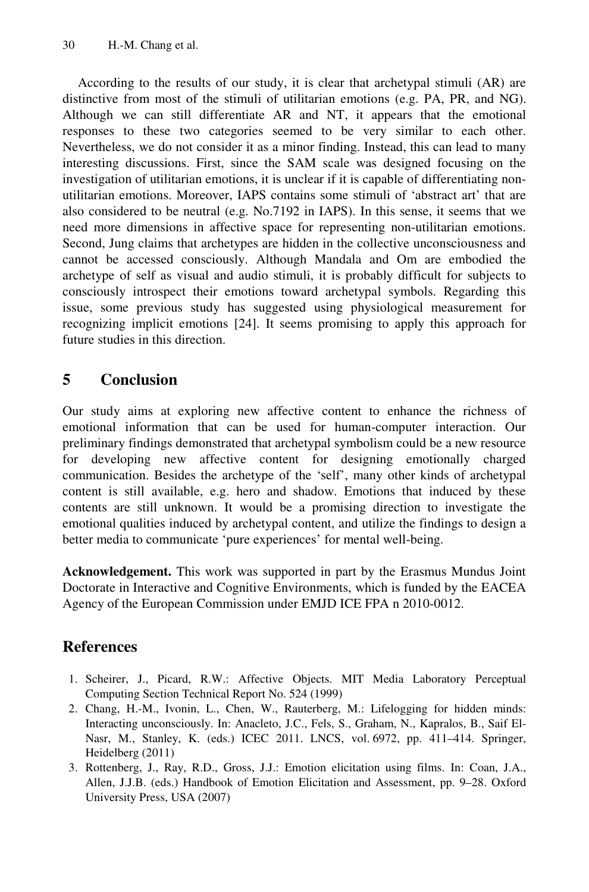According to the results of our study, it is clear that archetypal stimuli (AR) are distinctive from most of the stimuli of utilitarian emotions (e.g. PA, PR, and NG). Although we can still differentiate AR and NT, it appears that the emotional responses to these two categories seemed to be very similar to each other. Nevertheless, we do not consider it as a minor finding. Instead, this can lead to many interesting discussions. First, since the SAM scale was designed focusing on the investigation of utilitarian emotions, it is unclear if it is capable of differentiating non-utilitarian emotions. Moreover, IAPS contains some stimuli of 'abstract art' that are also considered to be neutral (e.g. No.7192 in IAPS). In this sense, it seems that we need more dimensions in affective space for representing non-utilitarian emotions. Second, Jung claims that archetypes are hidden in the collective unconsciousness and cannot be accessed consciously. Although Mandala and Om are embodied the archetype of self as visual and audio stimuli, it is probably difficult for subjects to consciously introspect their emotions toward archetypal symbols. Regarding this issue, some previous study has suggested using physiological measurement for recognizing implicit emotions [24]. It seems promising to apply this approach for future studies in this direction.

## 5 Conclusion

Our study aims at exploring new affective content to enhance the richness of emotional information that can be used for human-computer interaction. Our preliminary findings demonstrated that archetypal symbolism could be a new resource for developing new affective content for designing emotionally charged communication. Besides the archetype of the 'self', many other kinds of archetypal content is still available, e.g. hero and shadow. Emotions that induced by these contents are still unknown. It would be a promising direction to investigate the emotional qualities induced by archetypal content, and utilize the findings to design a better media to communicate 'pure experiences' for mental well-being.

**Acknowledgement.** This work was supported in part by the Erasmus Mundus Joint Doctorate in Interactive and Cognitive Environments, which is funded by the EACEA Agency of the European Commission under EMJD ICE FPA n 2010-0012.

## References

1. Scheirer, J., Picard, R.W.: Affective Objects. MIT Media Laboratory Perceptual Computing Section Technical Report No. 524 (1999)
2. Chang, H.-M., Ivonin, L., Chen, W., Rauterberg, M.: Lifelogging for hidden minds: Interacting unconsciously. In: Anacleto, J.C., Fels, S., Graham, N., Kapralos, B., Saif El-Nasr, M., Stanley, K. (eds.) ICEC 2011. LNCS, vol. 6972, pp. 411–414. Springer, Heidelberg (2011)
3. Rottenberg, J., Ray, R.D., Gross, J.J.: Emotion elicitation using films. In: Coan, J.A., Allen, J.J.B. (eds.) Handbook of Emotion Elicitation and Assessment, pp. 9–28. Oxford University Press, USA (2007)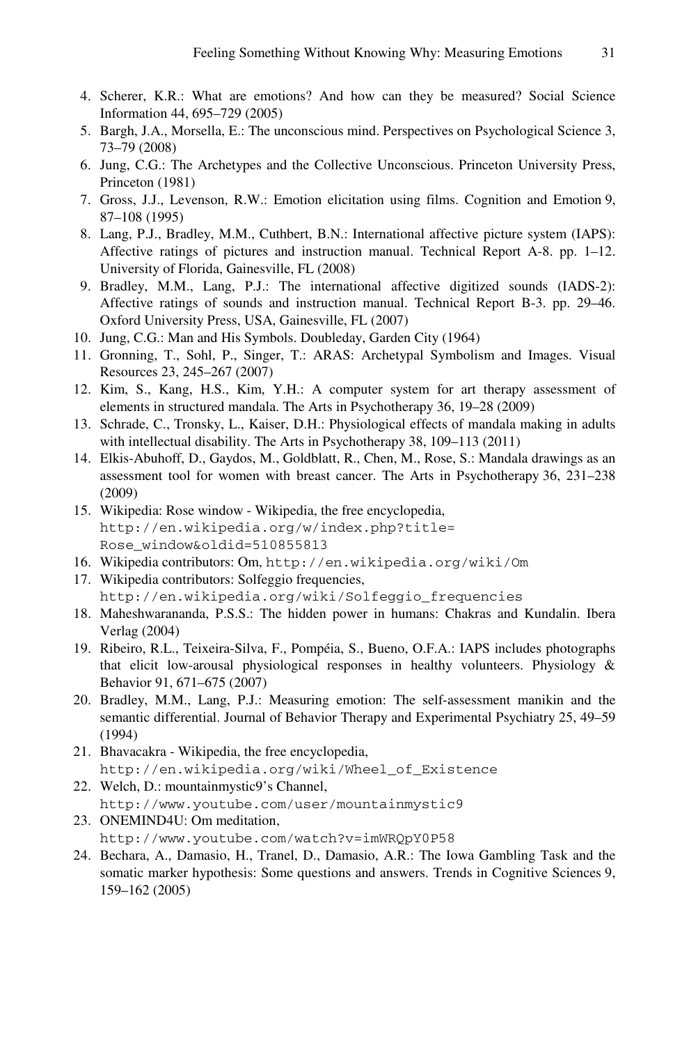4. Scherer, K.R.: What are emotions? And how can they be measured? Social Science Information 44, 695–729 (2005)
5. Bargh, J.A., Morsella, E.: The unconscious mind. Perspectives on Psychological Science 3, 73–79 (2008)
6. Jung, C.G.: The Archetypes and the Collective Unconscious. Princeton University Press, Princeton (1981)
7. Gross, J.J., Levenson, R.W.: Emotion elicitation using films. Cognition and Emotion 9, 87–108 (1995)
8. Lang, P.J., Bradley, M.M., Cuthbert, B.N.: International affective picture system (IAPS): Affective ratings of pictures and instruction manual. Technical Report A-8. pp. 1–12. University of Florida, Gainesville, FL (2008)
9. Bradley, M.M., Lang, P.J.: The international affective digitized sounds (IADS-2): Affective ratings of sounds and instruction manual. Technical Report B-3. pp. 29–46. Oxford University Press, USA, Gainesville, FL (2007)
10. Jung, C.G.: Man and His Symbols. Doubleday, Garden City (1964)
11. Gronning, T., Sohl, P., Singer, T.: ARAS: Archetypal Symbolism and Images. Visual Resources 23, 245–267 (2007)
12. Kim, S., Kang, H.S., Kim, Y.H.: A computer system for art therapy assessment of elements in structured mandala. The Arts in Psychotherapy 36, 19–28 (2009)
13. Schrade, C., Tronsky, L., Kaiser, D.H.: Physiological effects of mandala making in adults with intellectual disability. The Arts in Psychotherapy 38, 109–113 (2011)
14. Elkis-Abuhoff, D., Gaydos, M., Goldblatt, R., Chen, M., Rose, S.: Mandala drawings as an assessment tool for women with breast cancer. The Arts in Psychotherapy 36, 231–238 (2009)
15. Wikipedia: Rose window - Wikipedia, the free encyclopedia, `http://en.wikipedia.org/w/index.php?title=Rose_window&oldid=510855813`
16. Wikipedia contributors: Om, `http://en.wikipedia.org/wiki/Om`
17. Wikipedia contributors: Solfeggio frequencies, `http://en.wikipedia.org/wiki/Solfeggio_frequencies`
18. Maheshwarananda, P.S.S.: The hidden power in humans: Chakras and Kundalin. Ibera Verlag (2004)
19. Ribeiro, R.L., Teixeira-Silva, F., Pompéia, S., Bueno, O.F.A.: IAPS includes photographs that elicit low-arousal physiological responses in healthy volunteers. Physiology & Behavior 91, 671–675 (2007)
20. Bradley, M.M., Lang, P.J.: Measuring emotion: The self-assessment manikin and the semantic differential. Journal of Behavior Therapy and Experimental Psychiatry 25, 49–59 (1994)
21. Bhavacakra - Wikipedia, the free encyclopedia, `http://en.wikipedia.org/wiki/Wheel_of_Existence`
22. Welch, D.: mountainmystic9's Channel, `http://www.youtube.com/user/mountainmystic9`
23. ONEMIND4U: Om meditation, `http://www.youtube.com/watch?v=imWRQpY0P58`
24. Bechara, A., Damasio, H., Tranel, D., Damasio, A.R.: The Iowa Gambling Task and the somatic marker hypothesis: Some questions and answers. Trends in Cognitive Sciences 9, 159–162 (2005)